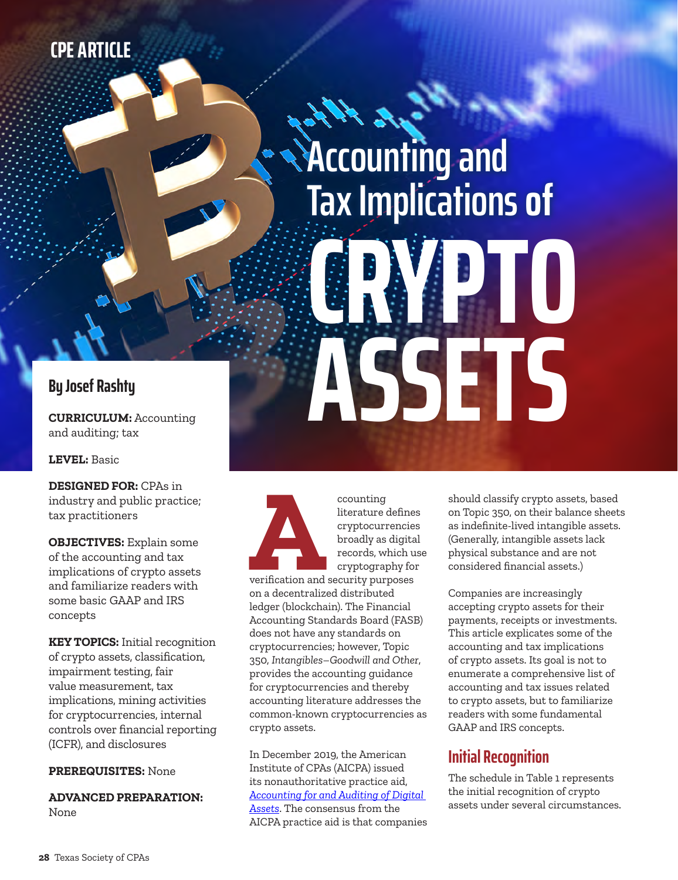CPE ARTICLE

# Accounting and Tax Implications of CRYPTO ASSETS

## By Josef Rashty

**CURRICULUM:** Accounting and auditing; tax

**LEVEL:** Basic

**DESIGNED FOR:** CPAs in industry and public practice; tax practitioners

**OBJECTIVES:** Explain some of the accounting and tax implications of crypto assets and familiarize readers with some basic GAAP and IRS concepts

**KEY TOPICS:** Initial recognition of crypto assets, classification, impairment testing, fair value measurement, tax implications, mining activities for cryptocurrencies, internal controls over financial reporting (ICFR), and disclosures

**PREREQUISITES:** None

**ADVANCED PREPARATION:** None

Accounting literature defines cryptocurrencies broadly as digital records, which use cryptography for verification and security purposes on a decentralized distributed ledger (blockchain). The Financial Accounting Standards Board (FASB) does not have any standards on cryptocurrencies; however, Topic 350, *Intangibles–Goodwill and Other*, provides the accounting guidance for cryptocurrencies and thereby accounting literature addresses the common-known cryptocurrencies as crypto assets.

In December 2019, the American Institute of CPAs (AICPA) issued its nonauthoritative practice aid, *Accounting for and Auditing of Digital Assets*. The consensus from the AICPA practice aid is that companies should classify crypto assets, based on Topic 350, on their balance sheets as indefinite-lived intangible assets. (Generally, intangible assets lack physical substance and are not considered financial assets.)

Companies are increasingly accepting crypto assets for their payments, receipts or investments. This article explicates some of the accounting and tax implications of crypto assets. Its goal is not to enumerate a comprehensive list of accounting and tax issues related to crypto assets, but to familiarize readers with some fundamental GAAP and IRS concepts.

## Initial Recognition

The schedule in Table 1 represents the initial recognition of crypto assets under several circumstances.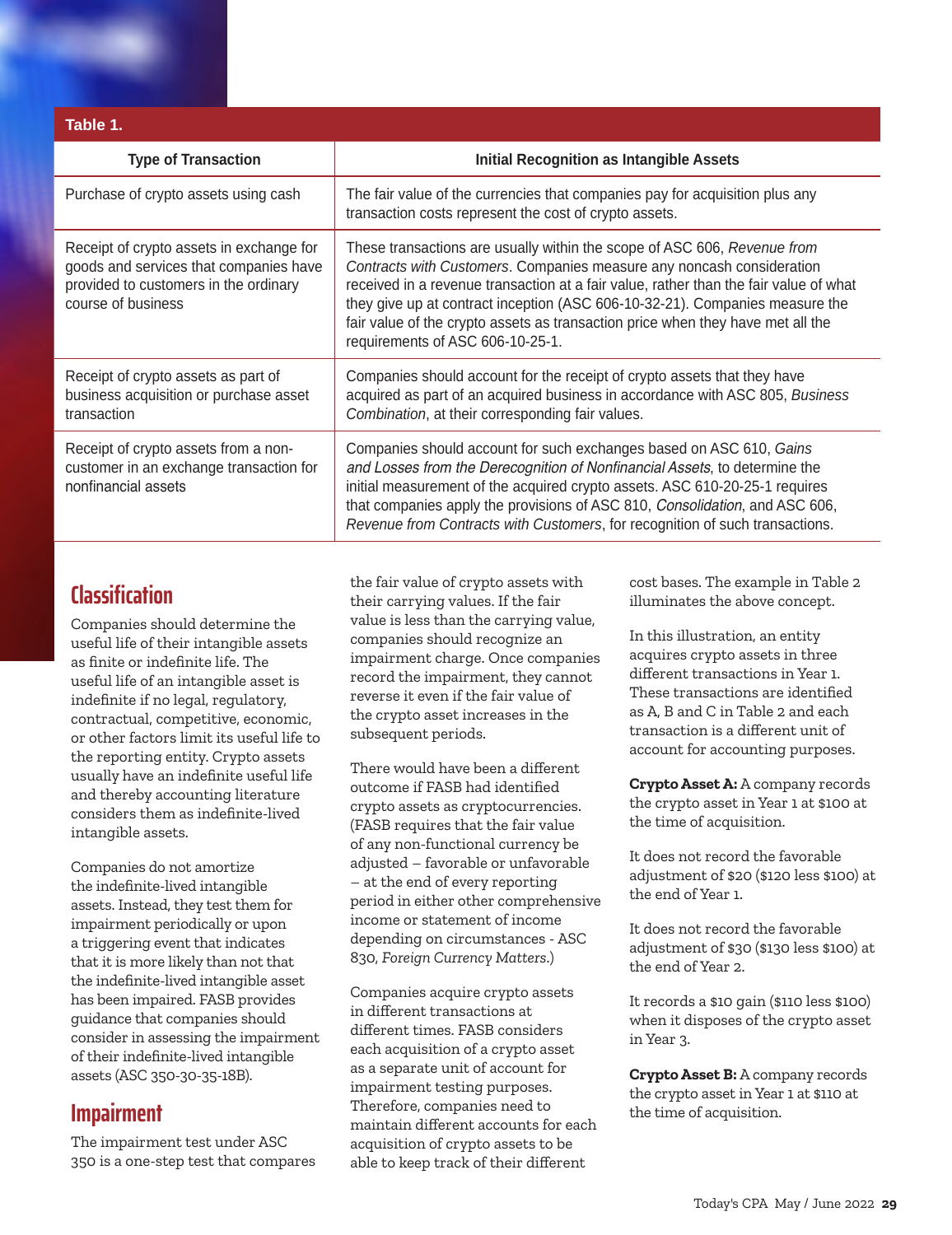**Table 1.**

| Type of Transaction | Initial Recognition as Intangible Assets |
|---|---|
| Purchase of crypto assets using cash | The fair value of the currencies that companies pay for acquisition plus any transaction costs represent the cost of crypto assets. |
| Receipt of crypto assets in exchange for goods and services that companies have provided to customers in the ordinary course of business | These transactions are usually within the scope of ASC 606, *Revenue from Contracts with Customers*. Companies measure any noncash consideration received in a revenue transaction at a fair value, rather than the fair value of what they give up at contract inception (ASC 606-10-32-21). Companies measure the fair value of the crypto assets as transaction price when they have met all the requirements of ASC 606-10-25-1. |
| Receipt of crypto assets as part of business acquisition or purchase asset transaction | Companies should account for the receipt of crypto assets that they have acquired as part of an acquired business in accordance with ASC 805, *Business Combination*, at their corresponding fair values. |
| Receipt of crypto assets from a non-customer in an exchange transaction for nonfinancial assets | Companies should account for such exchanges based on ASC 610, *Gains and Losses from the Derecognition of Nonfinancial Assets*, to determine the initial measurement of the acquired crypto assets. ASC 610-20-25-1 requires that companies apply the provisions of ASC 810, *Consolidation*, and ASC 606, *Revenue from Contracts with Customers*, for recognition of such transactions. |

## Classification

Companies should determine the useful life of their intangible assets as finite or indefinite life. The useful life of an intangible asset is indefinite if no legal, regulatory, contractual, competitive, economic, or other factors limit its useful life to the reporting entity. Crypto assets usually have an indefinite useful life and thereby accounting literature considers them as indefinite-lived intangible assets.

Companies do not amortize the indefinite-lived intangible assets. Instead, they test them for impairment periodically or upon a triggering event that indicates that it is more likely than not that the indefinite-lived intangible asset has been impaired. FASB provides guidance that companies should consider in assessing the impairment of their indefinite-lived intangible assets (ASC 350-30-35-18B).

## Impairment

The impairment test under ASC 350 is a one-step test that compares the fair value of crypto assets with their carrying values. If the fair value is less than the carrying value, companies should recognize an impairment charge. Once companies record the impairment, they cannot reverse it even if the fair value of the crypto asset increases in the subsequent periods.

There would have been a different outcome if FASB had identified crypto assets as cryptocurrencies. (FASB requires that the fair value of any non-functional currency be adjusted – favorable or unfavorable – at the end of every reporting period in either other comprehensive income or statement of income depending on circumstances - ASC 830, *Foreign Currency Matters*.)

Companies acquire crypto assets in different transactions at different times. FASB considers each acquisition of a crypto asset as a separate unit of account for impairment testing purposes. Therefore, companies need to maintain different accounts for each acquisition of crypto assets to be able to keep track of their different cost bases. The example in Table 2 illuminates the above concept.

In this illustration, an entity acquires crypto assets in three different transactions in Year 1. These transactions are identified as A, B and C in Table 2 and each transaction is a different unit of account for accounting purposes.

**Crypto Asset A:** A company records the crypto asset in Year 1 at $100 at the time of acquisition.

It does not record the favorable adjustment of $20 ($120 less $100) at the end of Year 1.

It does not record the favorable adjustment of $30 ($130 less $100) at the end of Year 2.

It records a $10 gain ($110 less $100) when it disposes of the crypto asset in Year 3.

**Crypto Asset B:** A company records the crypto asset in Year 1 at $110 at the time of acquisition.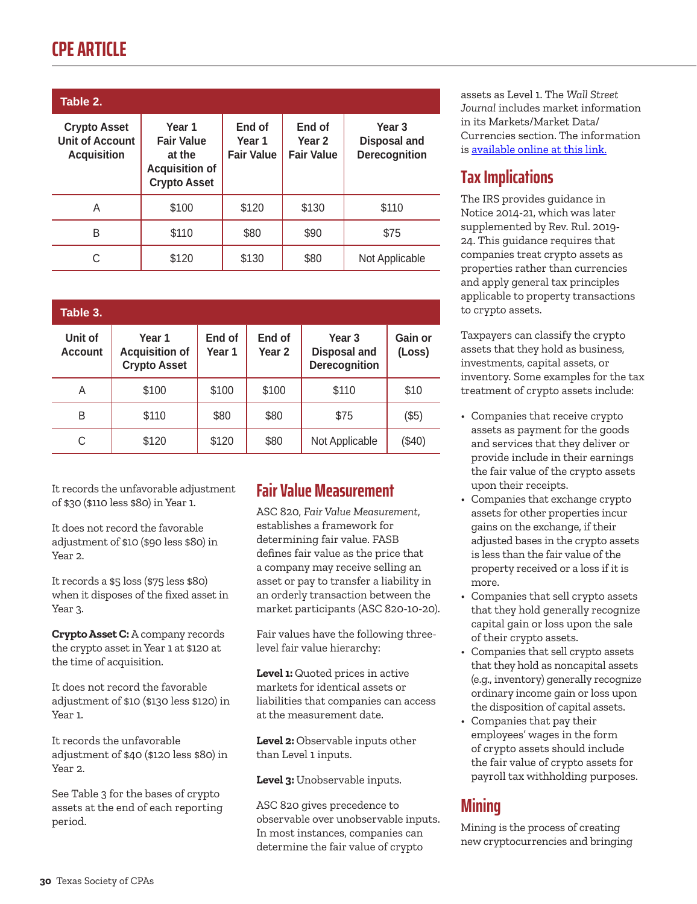**Table 2.**

| Crypto Asset Unit of Account Acquisition | Year 1 Fair Value at the Acquisition of Crypto Asset | End of Year 1 Fair Value | End of Year 2 Fair Value | Year 3 Disposal and Derecognition |
|---|---|---|---|---|
| A | $100 | $120 | $130 | $110 |
| B | $110 | $80 | $90 | $75 |
| C | $120 | $130 | $80 | Not Applicable |

**Table 3.**

| Unit of Account | Year 1 Acquisition of Crypto Asset | End of Year 1 | End of Year 2 | Year 3 Disposal and Derecognition | Gain or (Loss) |
|---|---|---|---|---|---|
| A | $100 | $100 | $100 | $110 | $10 |
| B | $110 | $80 | $80 | $75 | ($5) |
| C | $120 | $120 | $80 | Not Applicable | ($40) |

It records the unfavorable adjustment of $30 ($110 less $80) in Year 1.

It does not record the favorable adjustment of $10 ($90 less $80) in Year 2.

It records a $5 loss ($75 less $80) when it disposes of the fixed asset in Year 3.

**Crypto Asset C:** A company records the crypto asset in Year 1 at $120 at the time of acquisition.

It does not record the favorable adjustment of $10 ($130 less $120) in Year 1.

It records the unfavorable adjustment of $40 ($120 less $80) in Year 2.

See Table 3 for the bases of crypto assets at the end of each reporting period.

## Fair Value Measurement

ASC 820, *Fair Value Measurement*, establishes a framework for determining fair value. FASB defines fair value as the price that a company may receive selling an asset or pay to transfer a liability in an orderly transaction between the market participants (ASC 820-10-20).

Fair values have the following three-level fair value hierarchy:

**Level 1:** Quoted prices in active markets for identical assets or liabilities that companies can access at the measurement date.

**Level 2:** Observable inputs other than Level 1 inputs.

**Level 3:** Unobservable inputs.

ASC 820 gives precedence to observable over unobservable inputs. In most instances, companies can determine the fair value of crypto assets as Level 1. The *Wall Street Journal* includes market information in its Markets/Market Data/Currencies section. The information is available online at this link.

## Tax Implications

The IRS provides guidance in Notice 2014-21, which was later supplemented by Rev. Rul. 2019-24. This guidance requires that companies treat crypto assets as properties rather than currencies and apply general tax principles applicable to property transactions to crypto assets.

Taxpayers can classify the crypto assets that they hold as business, investments, capital assets, or inventory. Some examples for the tax treatment of crypto assets include:

- Companies that receive crypto assets as payment for the goods and services that they deliver or provide include in their earnings the fair value of the crypto assets upon their receipts.
- Companies that exchange crypto assets for other properties incur gains on the exchange, if their adjusted bases in the crypto assets is less than the fair value of the property received or a loss if it is more.
- Companies that sell crypto assets that they hold generally recognize capital gain or loss upon the sale of their crypto assets.
- Companies that sell crypto assets that they hold as noncapital assets (e.g., inventory) generally recognize ordinary income gain or loss upon the disposition of capital assets.
- Companies that pay their employees' wages in the form of crypto assets should include the fair value of crypto assets for payroll tax withholding purposes.

## Mining

Mining is the process of creating new cryptocurrencies and bringing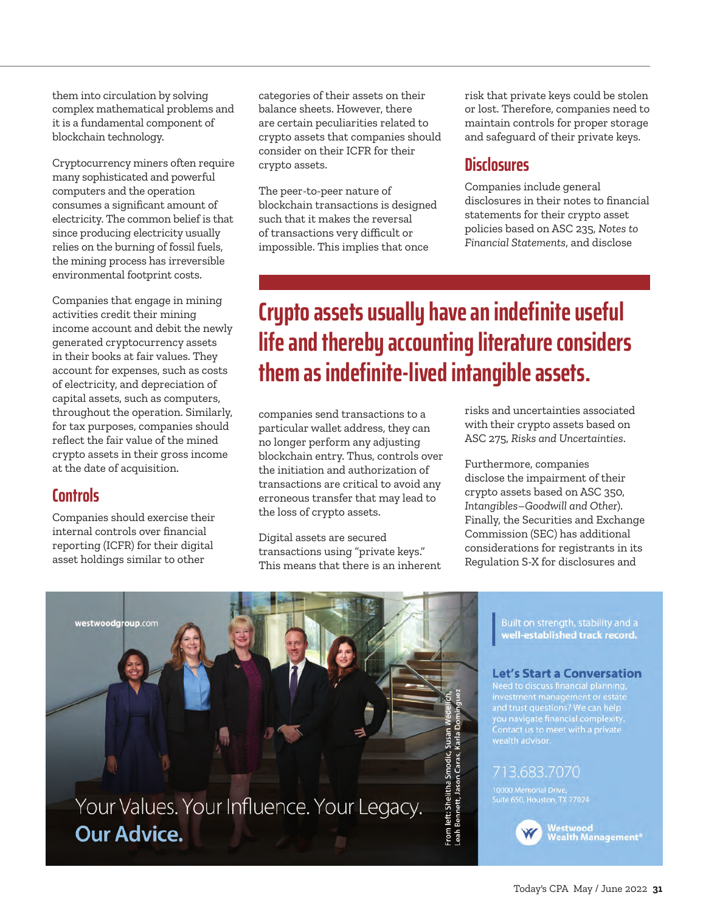them into circulation by solving complex mathematical problems and it is a fundamental component of blockchain technology.

Cryptocurrency miners often require many sophisticated and powerful computers and the operation consumes a significant amount of electricity. The common belief is that since producing electricity usually relies on the burning of fossil fuels, the mining process has irreversible environmental footprint costs.

Companies that engage in mining activities credit their mining income account and debit the newly generated cryptocurrency assets in their books at fair values. They account for expenses, such as costs of electricity, and depreciation of capital assets, such as computers, throughout the operation. Similarly, for tax purposes, companies should reflect the fair value of the mined crypto assets in their gross income at the date of acquisition.

## Controls

Companies should exercise their internal controls over financial reporting (ICFR) for their digital asset holdings similar to other categories of their assets on their balance sheets. However, there are certain peculiarities related to crypto assets that companies should consider on their ICFR for their crypto assets.

The peer-to-peer nature of blockchain transactions is designed such that it makes the reversal of transactions very difficult or impossible. This implies that once companies send transactions to a particular wallet address, they can no longer perform any adjusting blockchain entry. Thus, controls over the initiation and authorization of transactions are critical to avoid any erroneous transfer that may lead to the loss of crypto assets.

Digital assets are secured transactions using "private keys." This means that there is an inherent risk that private keys could be stolen or lost. Therefore, companies need to maintain controls for proper storage and safeguard of their private keys.

> **Crypto assets usually have an indefinite useful life and thereby accounting literature considers them as indefinite-lived intangible assets.**

## Disclosures

Companies include general disclosures in their notes to financial statements for their crypto asset policies based on ASC 235, *Notes to Financial Statements*, and disclose risks and uncertainties associated with their crypto assets based on ASC 275, *Risks and Uncertainties*.

Furthermore, companies disclose the impairment of their crypto assets based on ASC 350, *Intangibles–Goodwill and Other*). Finally, the Securities and Exchange Commission (SEC) has additional considerations for registrants in its Regulation S-X for disclosures and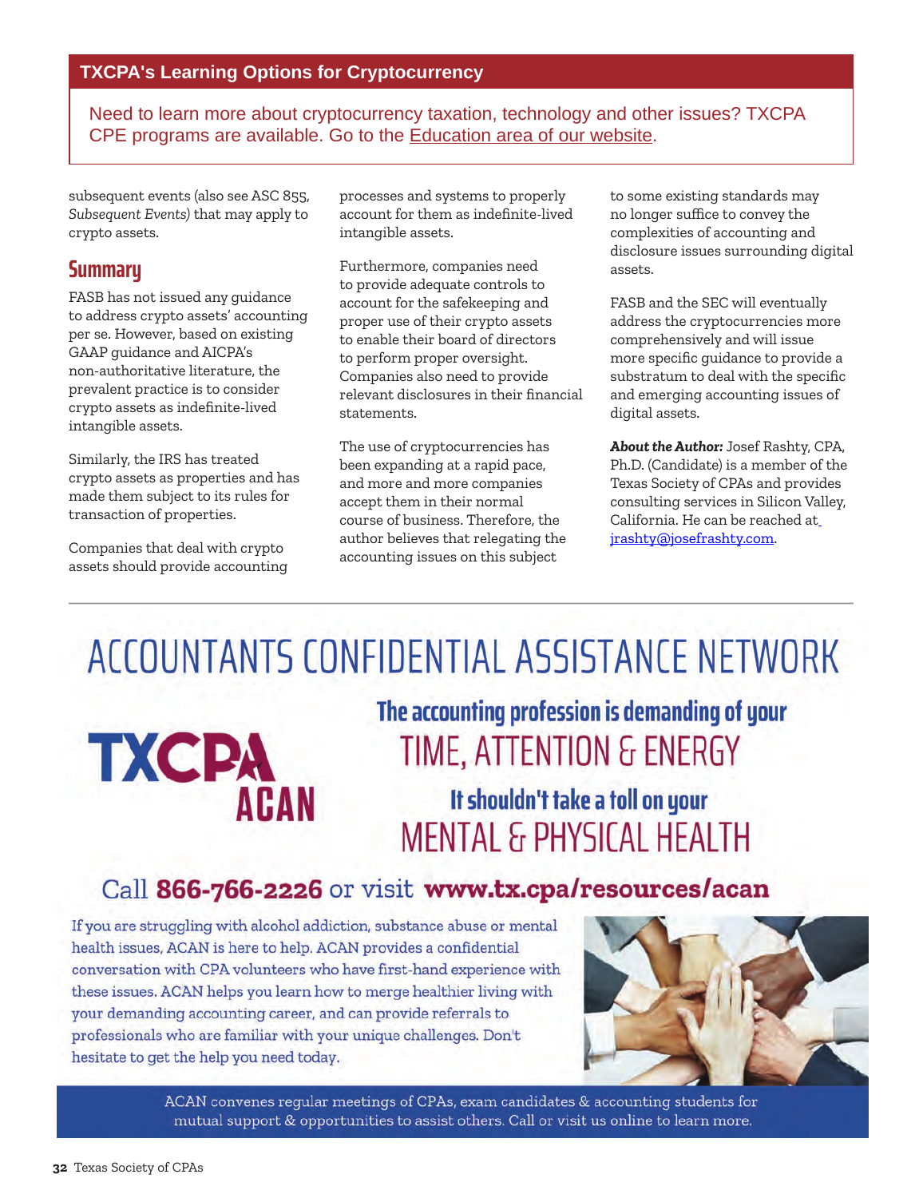## TXCPA's Learning Options for Cryptocurrency

Need to learn more about cryptocurrency taxation, technology and other issues? TXCPA CPE programs are available. Go to the Education area of our website.

subsequent events (also see ASC 855, *Subsequent Events*) that may apply to crypto assets.

## Summary

FASB has not issued any guidance to address crypto assets' accounting per se. However, based on existing GAAP guidance and AICPA's non-authoritative literature, the prevalent practice is to consider crypto assets as indefinite-lived intangible assets.

Similarly, the IRS has treated crypto assets as properties and has made them subject to its rules for transaction of properties.

Companies that deal with crypto assets should provide accounting processes and systems to properly account for them as indefinite-lived intangible assets.

Furthermore, companies need to provide adequate controls to account for the safekeeping and proper use of their crypto assets to enable their board of directors to perform proper oversight. Companies also need to provide relevant disclosures in their financial statements.

The use of cryptocurrencies has been expanding at a rapid pace, and more and more companies accept them in their normal course of business. Therefore, the author believes that relegating the accounting issues on this subject to some existing standards may no longer suffice to convey the complexities of accounting and disclosure issues surrounding digital assets.

FASB and the SEC will eventually address the cryptocurrencies more comprehensively and will issue more specific guidance to provide a substratum to deal with the specific and emerging accounting issues of digital assets.

***About the Author:*** Josef Rashty, CPA, Ph.D. (Candidate) is a member of the Texas Society of CPAs and provides consulting services in Silicon Valley, California. He can be reached at jrashty@josefrashty.com.

---

# ACCOUNTANTS CONFIDENTIAL ASSISTANCE NETWORK

TXCPA ACAN

**The accounting profession is demanding of your**
TIME, ATTENTION & ENERGY

**It shouldn't take a toll on your**
MENTAL & PHYSICAL HEALTH

Call **866-766-2226** or visit **www.tx.cpa/resources/acan**

If you are struggling with alcohol addiction, substance abuse or mental health issues, ACAN is here to help. ACAN provides a confidential conversation with CPA volunteers who have first-hand experience with these issues. ACAN helps you learn how to merge healthier living with your demanding accounting career, and can provide referrals to professionals who are familiar with your unique challenges. Don't hesitate to get the help you need today.

ACAN convenes regular meetings of CPAs, exam candidates & accounting students for mutual support & opportunities to assist others. Call or visit us online to learn more.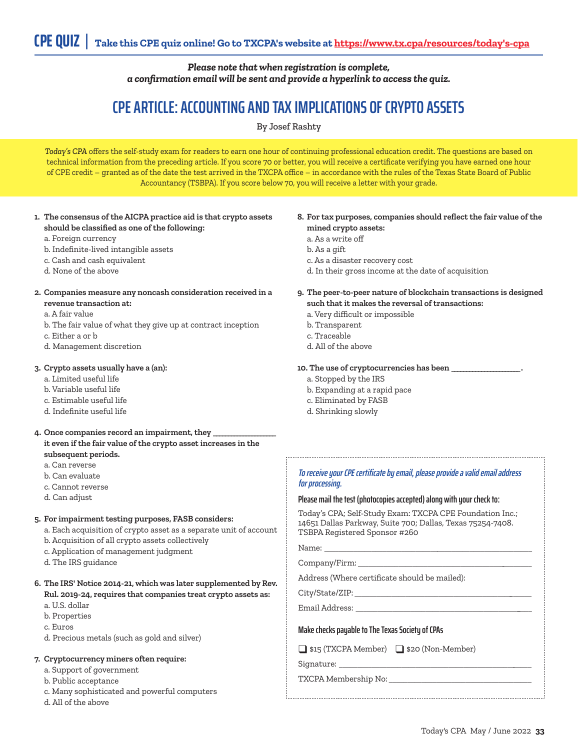# CPE QUIZ | Take this CPE quiz online! Go to TXCPA's website at https://www.tx.cpa/resources/today's-cpa

***Please note that when registration is complete, a confirmation email will be sent and provide a hyperlink to access the quiz.***

## CPE ARTICLE: ACCOUNTING AND TAX IMPLICATIONS OF CRYPTO ASSETS

By Josef Rashty

*Today's CPA* offers the self-study exam for readers to earn one hour of continuing professional education credit. The questions are based on technical information from the preceding article. If you score 70 or better, you will receive a certificate verifying you have earned one hour of CPE credit – granted as of the date the test arrived in the TXCPA office – in accordance with the rules of the Texas State Board of Public Accountancy (TSBPA). If you score below 70, you will receive a letter with your grade.

**1. The consensus of the AICPA practice aid is that crypto assets should be classified as one of the following:**
a. Foreign currency
b. Indefinite-lived intangible assets
c. Cash and cash equivalent
d. None of the above

**2. Companies measure any noncash consideration received in a revenue transaction at:**
a. A fair value
b. The fair value of what they give up at contract inception
c. Either a or b
d. Management discretion

**3. Crypto assets usually have a (an):**
a. Limited useful life
b. Variable useful life
c. Estimable useful life
d. Indefinite useful life

**4. Once companies record an impairment, they _______________ it even if the fair value of the crypto asset increases in the subsequent periods.**
a. Can reverse
b. Can evaluate
c. Cannot reverse
d. Can adjust

**5. For impairment testing purposes, FASB considers:**
a. Each acquisition of crypto asset as a separate unit of account
b. Acquisition of all crypto assets collectively
c. Application of management judgment
d. The IRS guidance

**6. The IRS' Notice 2014-21, which was later supplemented by Rev. Rul. 2019-24, requires that companies treat crypto assets as:**
a. U.S. dollar
b. Properties
c. Euros
d. Precious metals (such as gold and silver)

**7. Cryptocurrency miners often require:**
a. Support of government
b. Public acceptance
c. Many sophisticated and powerful computers
d. All of the above

**8. For tax purposes, companies should reflect the fair value of the mined crypto assets:**
a. As a write off
b. As a gift
c. As a disaster recovery cost
d. In their gross income at the date of acquisition

**9. The peer-to-peer nature of blockchain transactions is designed such that it makes the reversal of transactions:**
a. Very difficult or impossible
b. Transparent
c. Traceable
d. All of the above

**10. The use of cryptocurrencies has been _______________.**
a. Stopped by the IRS
b. Expanding at a rapid pace
c. Eliminated by FASB
d. Shrinking slowly

---

*To receive your CPE certificate by email, please provide a valid email address for processing.*

**Please mail the test (photocopies accepted) along with your check to:**

Today's CPA; Self-Study Exam: TXCPA CPE Foundation Inc.; 14651 Dallas Parkway, Suite 700; Dallas, Texas 75254-7408. TSBPA Registered Sponsor #260

Name: ____________________________________

Company/Firm: ______________________________

Address (Where certificate should be mailed):

City/State/ZIP: ______________________________

Email Address: ______________________________

**Make checks payable to The Texas Society of CPAs**

❑ $15 (TXCPA Member) ❑ $20 (Non-Member)

Signature: __________________________________

TXCPA Membership No: ________________________